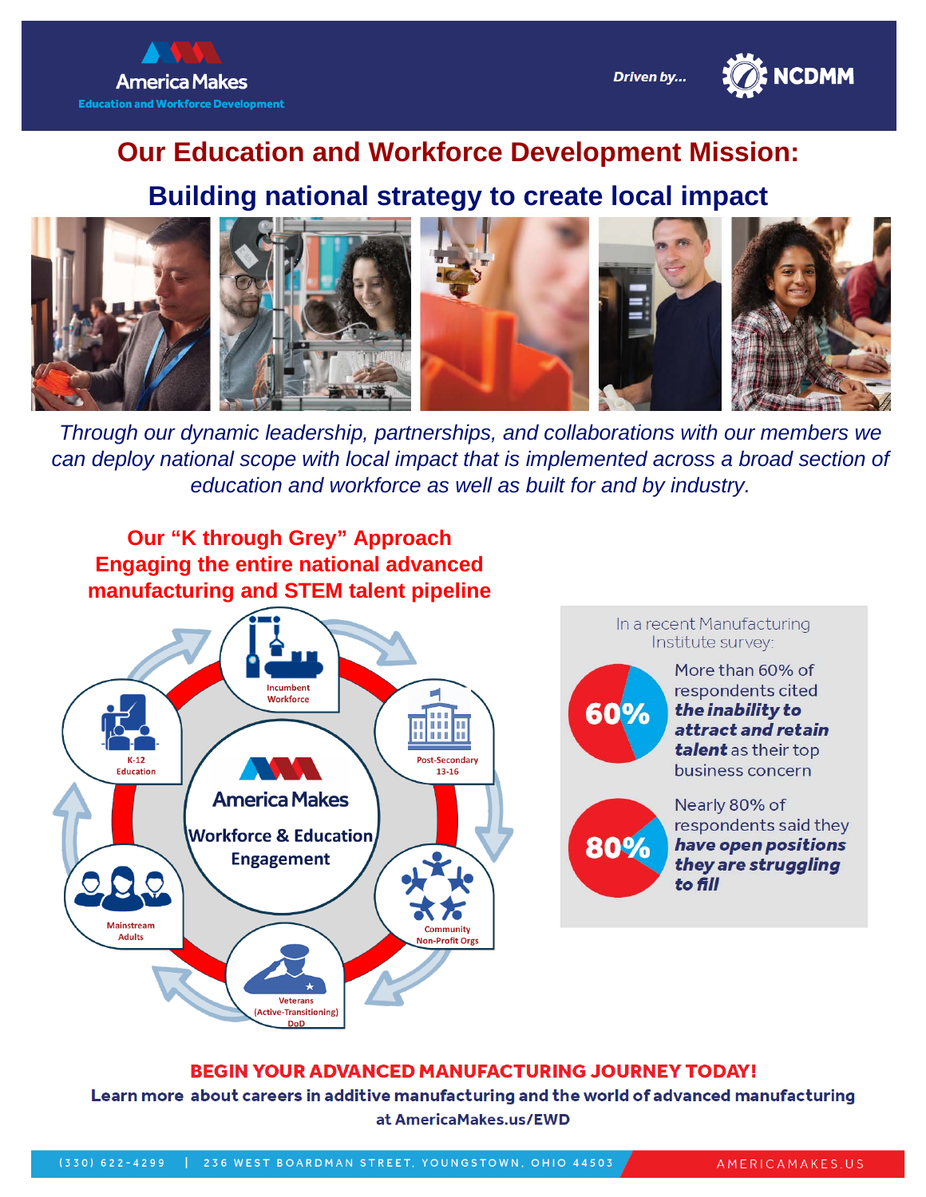America Makes
Education and Workforce Development

*Driven by...* NCDMM

# Our Education and Workforce Development Mission:

## Building national strategy to create local impact

*Through our dynamic leadership, partnerships, and collaborations with our members we can deploy national scope with local impact that is implemented across a broad section of education and workforce as well as built for and by industry.*

### Our “K through Grey” Approach
### Engaging the entire national advanced manufacturing and STEM talent pipeline

America Makes Workforce & Education Engagement

- Incumbent Workforce
- Post-Secondary 13-16
- Community Non-Profit Orgs
- Veterans (Active-Transitioning) DoD
- Mainstream Adults
- K-12 Education

In a recent Manufacturing Institute survey:

**60%** More than 60% of respondents cited ***the inability to attract and retain talent*** as their top business concern

**80%** Nearly 80% of respondents said they ***have open positions they are struggling to fill***

**BEGIN YOUR ADVANCED MANUFACTURING JOURNEY TODAY!**

**Learn more about careers in additive manufacturing and the world of advanced manufacturing at AmericaMakes.us/EWD**

(330) 622-4299 | 236 WEST BOARDMAN STREET, YOUNGSTOWN, OHIO 44503 AMERICAMAKES.US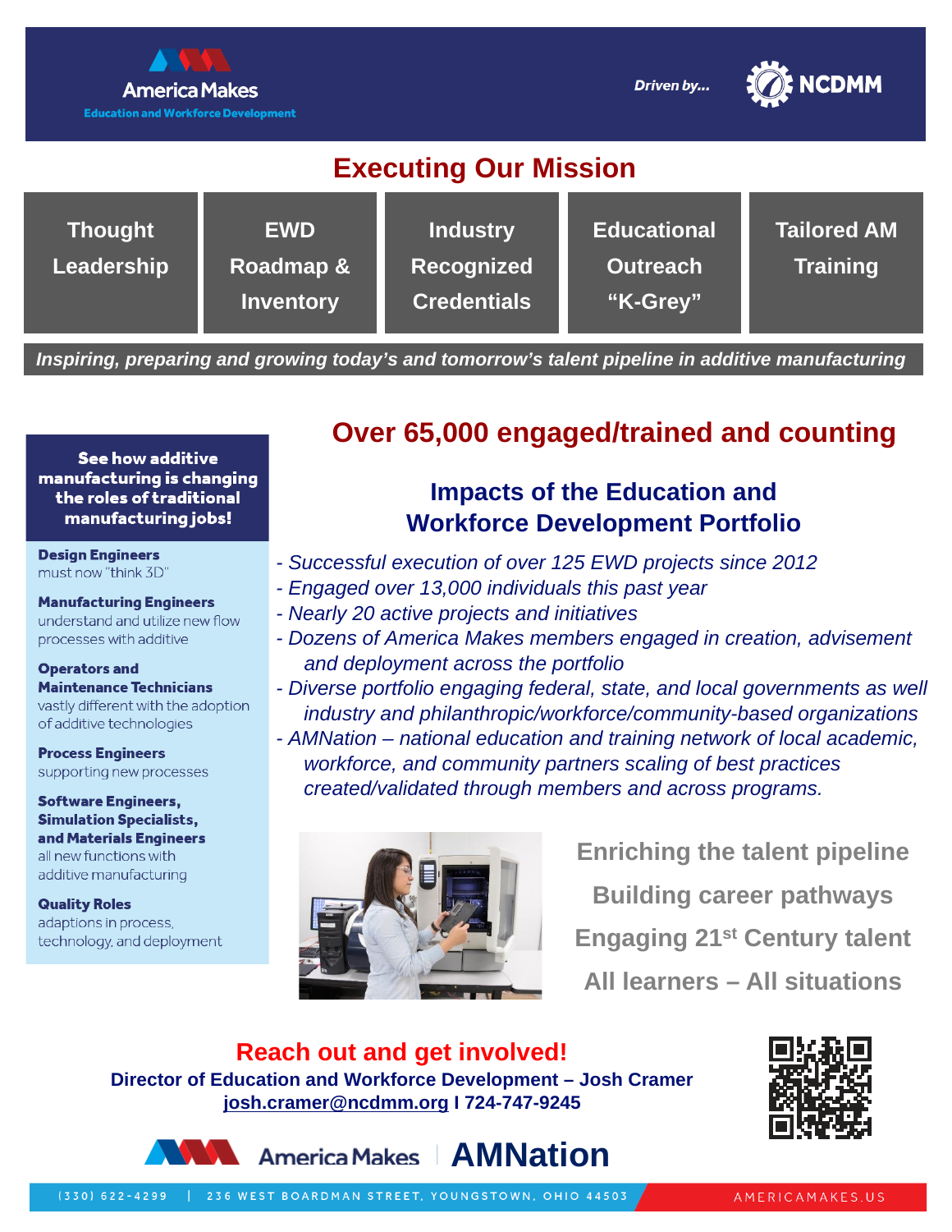America Makes
Education and Workforce Development

*Driven by...* NCDMM

# Executing Our Mission

| Thought Leadership | EWD Roadmap & Inventory | Industry Recognized Credentials | Educational Outreach "K-Grey" | Tailored AM Training |
| --- | --- | --- | --- | --- |

***Inspiring, preparing and growing today's and tomorrow's talent pipeline in additive manufacturing***

## Over 65,000 engaged/trained and counting

**See how additive manufacturing is changing the roles of traditional manufacturing jobs!**

**Design Engineers**
must now "think 3D"

**Manufacturing Engineers**
understand and utilize new flow processes with additive

**Operators and Maintenance Technicians**
vastly different with the adoption of additive technologies

**Process Engineers**
supporting new processes

**Software Engineers, Simulation Specialists, and Materials Engineers**
all new functions with additive manufacturing

**Quality Roles**
adaptions in process, technology, and deployment

### Impacts of the Education and Workforce Development Portfolio

- *Successful execution of over 125 EWD projects since 2012*
- *Engaged over 13,000 individuals this past year*
- *Nearly 20 active projects and initiatives*
- *Dozens of America Makes members engaged in creation, advisement and deployment across the portfolio*
- *Diverse portfolio engaging federal, state, and local governments as well industry and philanthropic/workforce/community-based organizations*
- *AMNation – national education and training network of local academic, workforce, and community partners scaling of best practices created/validated through members and across programs.*

**Enriching the talent pipeline**
**Building career pathways**
**Engaging 21st Century talent**
**All learners – All situations**

## Reach out and get involved!

**Director of Education and Workforce Development – Josh Cramer**
**josh.cramer@ncdmm.org I 724-747-9245**

America Makes | AMNation

(330) 622-4299 | 236 WEST BOARDMAN STREET, YOUNGSTOWN, OHIO 44503 AMERICAMAKES.US